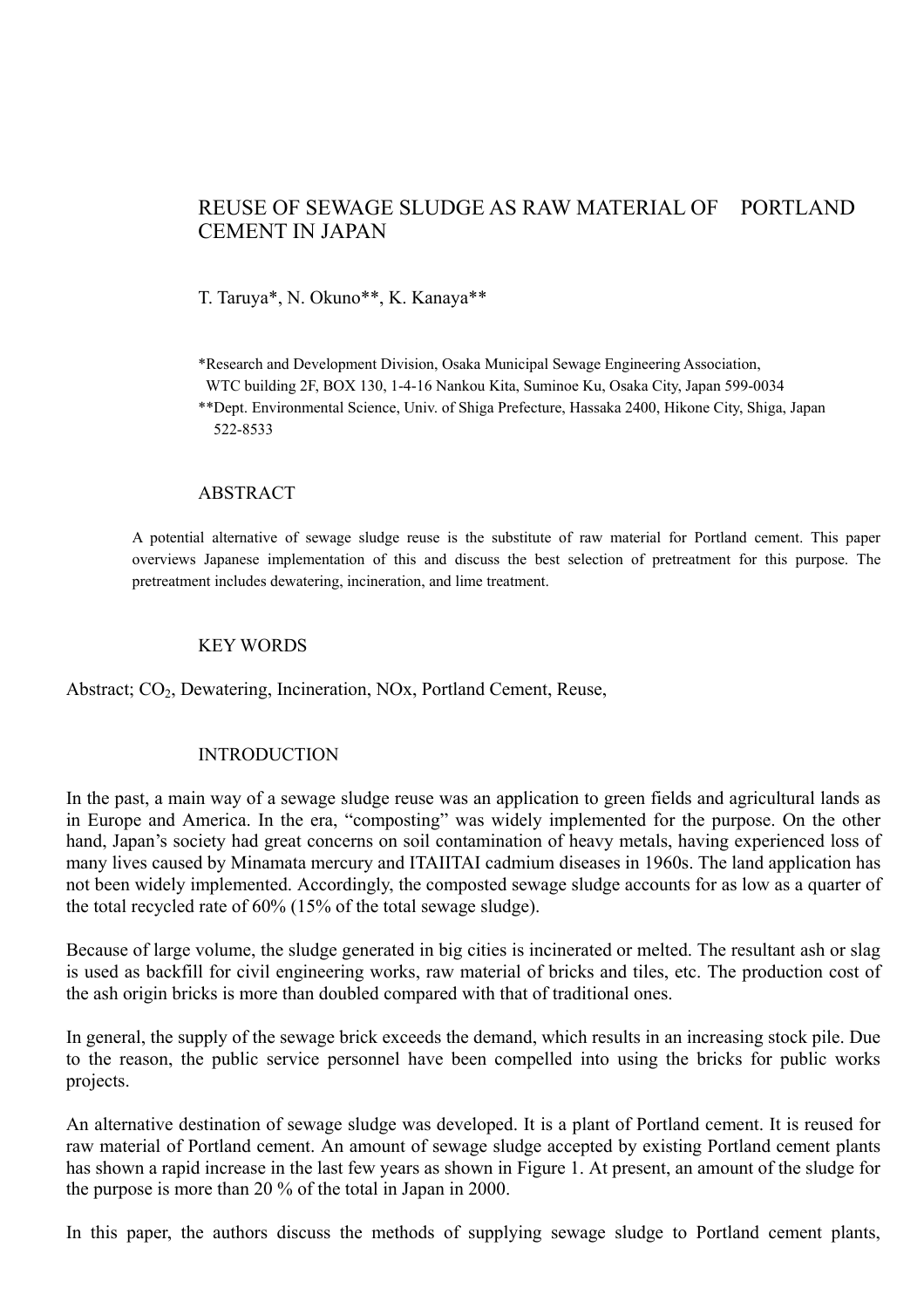# REUSE OF SEWAGE SLUDGE AS RAW MATERIAL OF PORTLAND CEMENT IN JAPAN

T. Taruya*, N. Okuno**, K. Kanaya**

*Research and Development Division, Osaka Municipal Sewage Engineering Association, WTC building 2F, BOX 130, 1-4-16 Nankou Kita, Suminoe Ku, Osaka City, Japan 599-0034
**Dept. Environmental Science, Univ. of Shiga Prefecture, Hassaka 2400, Hikone City, Shiga, Japan 522-8533

## ABSTRACT

A potential alternative of sewage sludge reuse is the substitute of raw material for Portland cement. This paper overviews Japanese implementation of this and discuss the best selection of pretreatment for this purpose. The pretreatment includes dewatering, incineration, and lime treatment.

## KEY WORDS

Abstract; $CO_2$, Dewatering, Incineration, NOx, Portland Cement, Reuse,

## INTRODUCTION

In the past, a main way of a sewage sludge reuse was an application to green fields and agricultural lands as in Europe and America. In the era, "composting" was widely implemented for the purpose. On the other hand, Japan's society had great concerns on soil contamination of heavy metals, having experienced loss of many lives caused by Minamata mercury and ITAIITAI cadmium diseases in 1960s. The land application has not been widely implemented. Accordingly, the composted sewage sludge accounts for as low as a quarter of the total recycled rate of 60% (15% of the total sewage sludge).

Because of large volume, the sludge generated in big cities is incinerated or melted. The resultant ash or slag is used as backfill for civil engineering works, raw material of bricks and tiles, etc. The production cost of the ash origin bricks is more than doubled compared with that of traditional ones.

In general, the supply of the sewage brick exceeds the demand, which results in an increasing stock pile. Due to the reason, the public service personnel have been compelled into using the bricks for public works projects.

An alternative destination of sewage sludge was developed. It is a plant of Portland cement. It is reused for raw material of Portland cement. An amount of sewage sludge accepted by existing Portland cement plants has shown a rapid increase in the last few years as shown in Figure 1. At present, an amount of the sludge for the purpose is more than 20 % of the total in Japan in 2000.

In this paper, the authors discuss the methods of supplying sewage sludge to Portland cement plants,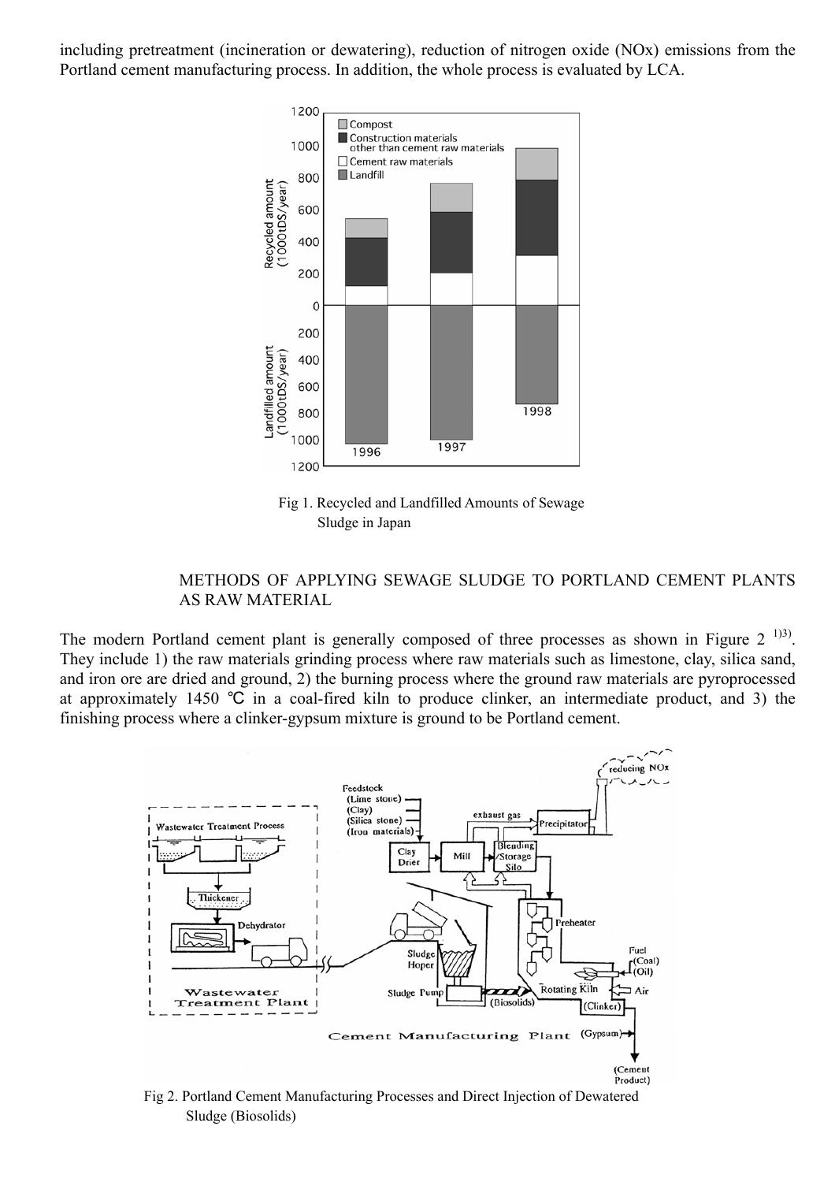including pretreatment (incineration or dewatering), reduction of nitrogen oxide (NOx) emissions from the Portland cement manufacturing process. In addition, the whole process is evaluated by LCA.

Fig 1. Recycled and Landfilled Amounts of Sewage Sludge in Japan

## METHODS OF APPLYING SEWAGE SLUDGE TO PORTLAND CEMENT PLANTS AS RAW MATERIAL

The modern Portland cement plant is generally composed of three processes as shown in Figure 2 [1)3)]. They include 1) the raw materials grinding process where raw materials such as limestone, clay, silica sand, and iron ore are dried and ground, 2) the burning process where the ground raw materials are pyroprocessed at approximately 1450 ℃ in a coal-fired kiln to produce clinker, an intermediate product, and 3) the finishing process where a clinker-gypsum mixture is ground to be Portland cement.

Fig 2. Portland Cement Manufacturing Processes and Direct Injection of Dewatered Sludge (Biosolids)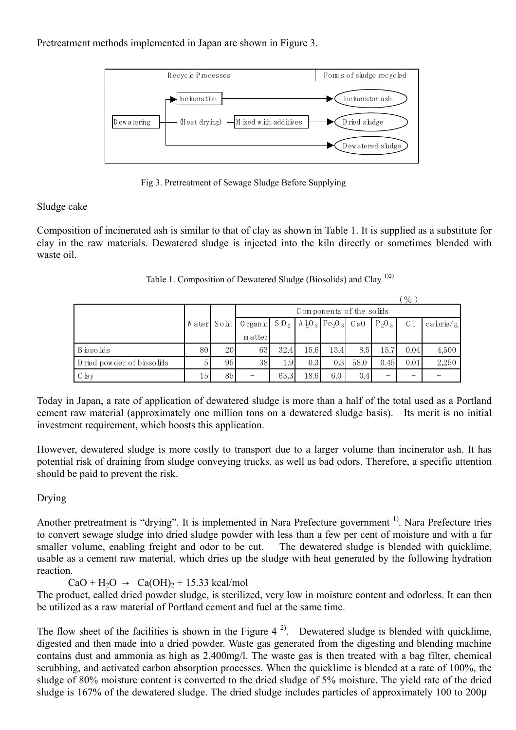Pretreatment methods implemented in Japan are shown in Figure 3.

| Recycle Processes | Forms of sludge recycled |
|---|---|
| Dewatering → Incineration | Incinerator ash |
| Dewatering → (Heat drying) → Mixed with additives | Dried sludge |
| Dewatering | Dewatered sludge |

Fig 3. Pretreatment of Sewage Sludge Before Supplying

Sludge cake

Composition of incinerated ash is similar to that of clay as shown in Table 1. It is supplied as a substitute for clay in the raw materials. Dewatered sludge is injected into the kiln directly or sometimes blended with waste oil.

Table 1. Composition of Dewatered Sludge (Biosolids) and Clay [1)2)]

(%)

| | Water | Solid | Components of the solids | | | | | | | |
|---|---|---|---|---|---|---|---|---|---|---|
| | | | Organic matter | $SiO_2$ | $Al_2O_3$ | $Fe_2O_3$ | CaO | $P_2O_5$ | Cl | calorie/g |
| Biosolids | 80 | 20 | 63 | 32.4 | 15.6 | 13.4 | 8.5 | 15.7 | 0.04 | 4,500 |
| Dried powder of biosolids | 5 | 95 | 38 | 1.9 | 0.3 | 0.3 | 58.0 | 0.45 | 0.01 | 2,250 |
| Clay | 15 | 85 | − | 63.3 | 18.6 | 6.0 | 0.4 | − | − | − |

Today in Japan, a rate of application of dewatered sludge is more than a half of the total used as a Portland cement raw material (approximately one million tons on a dewatered sludge basis). Its merit is no initial investment requirement, which boosts this application.

However, dewatered sludge is more costly to transport due to a larger volume than incinerator ash. It has potential risk of draining from sludge conveying trucks, as well as bad odors. Therefore, a specific attention should be paid to prevent the risk.

Drying

Another pretreatment is "drying". It is implemented in Nara Prefecture government [1)]. Nara Prefecture tries to convert sewage sludge into dried sludge powder with less than a few per cent of moisture and with a far smaller volume, enabling freight and odor to be cut. The dewatered sludge is blended with quicklime, usable as a cement raw material, which dries up the sludge with heat generated by the following hydration reaction.

$$CaO + H_2O \rightarrow Ca(OH)_2 + 15.33 \text{ kcal/mol}$$

The product, called dried powder sludge, is sterilized, very low in moisture content and odorless. It can then be utilized as a raw material of Portland cement and fuel at the same time.

The flow sheet of the facilities is shown in the Figure 4 [2)]. Dewatered sludge is blended with quicklime, digested and then made into a dried powder. Waste gas generated from the digesting and blending machine contains dust and ammonia as high as 2,400mg/l. The waste gas is then treated with a bag filter, chemical scrubbing, and activated carbon absorption processes. When the quicklime is blended at a rate of 100%, the sludge of 80% moisture content is converted to the dried sludge of 5% moisture. The yield rate of the dried sludge is 167% of the dewatered sludge. The dried sludge includes particles of approximately 100 to 200μ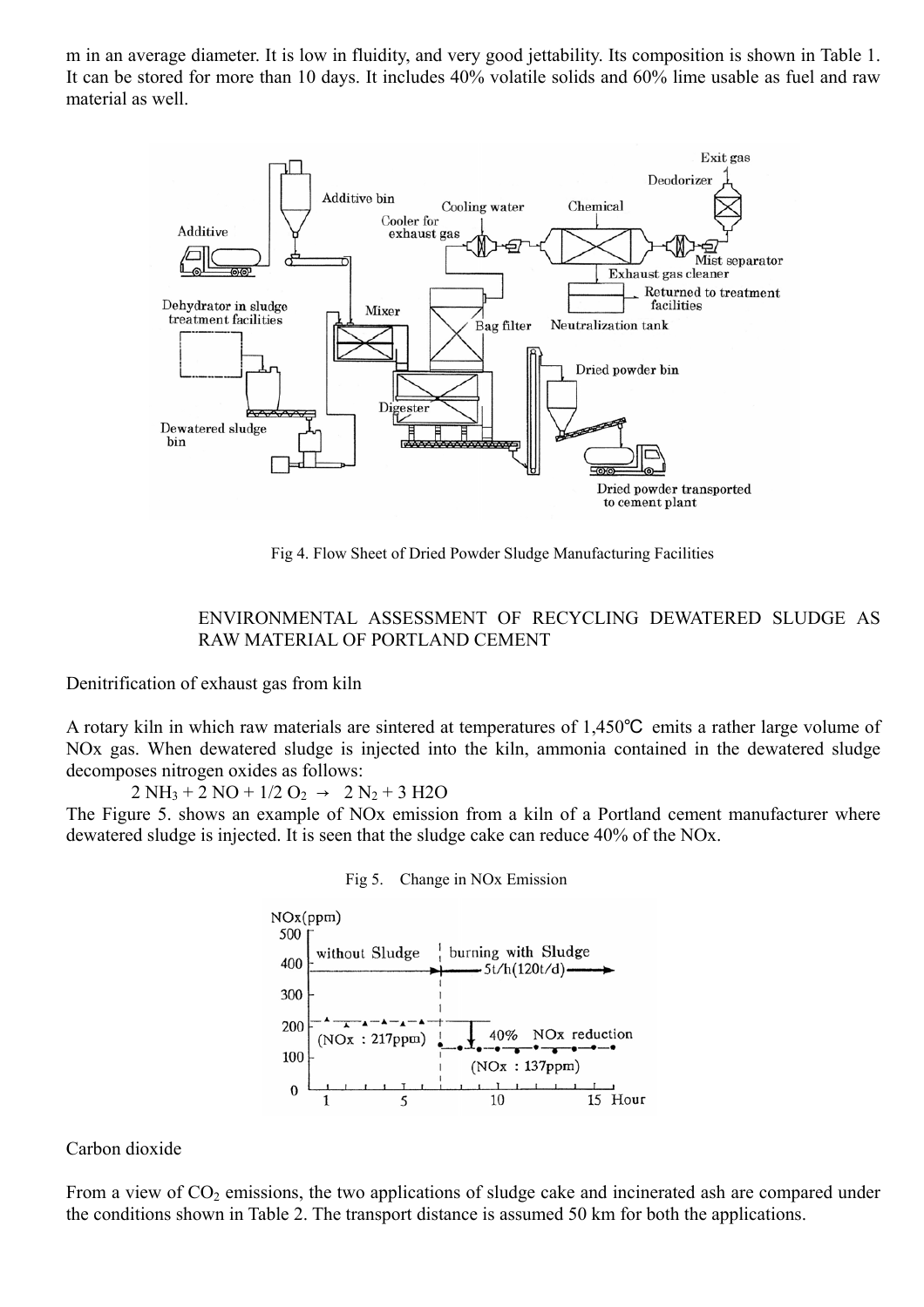m in an average diameter. It is low in fluidity, and very good jettability. Its composition is shown in Table 1. It can be stored for more than 10 days. It includes 40% volatile solids and 60% lime usable as fuel and raw material as well.

Fig 4. Flow Sheet of Dried Powder Sludge Manufacturing Facilities

## ENVIRONMENTAL ASSESSMENT OF RECYCLING DEWATERED SLUDGE AS RAW MATERIAL OF PORTLAND CEMENT

### Denitrification of exhaust gas from kiln

A rotary kiln in which raw materials are sintered at temperatures of 1,450℃ emits a rather large volume of NOx gas. When dewatered sludge is injected into the kiln, ammonia contained in the dewatered sludge decomposes nitrogen oxides as follows:

$$2\ NH_3 + 2\ NO + 1/2\ O_2 \rightarrow 2\ N_2 + 3\ H_2O$$

The Figure 5. shows an example of NOx emission from a kiln of a Portland cement manufacturer where dewatered sludge is injected. It is seen that the sludge cake can reduce 40% of the NOx.

Fig 5. Change in NOx Emission

### Carbon dioxide

From a view of $CO_2$ emissions, the two applications of sludge cake and incinerated ash are compared under the conditions shown in Table 2. The transport distance is assumed 50 km for both the applications.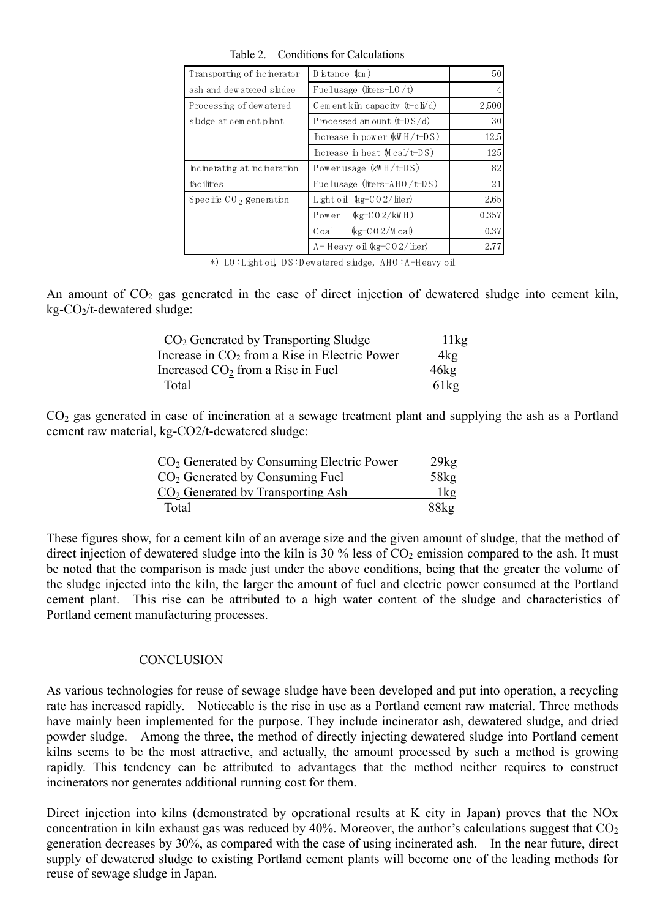Table 2. Conditions for Calculations

| | | |
|---|---|---|
| Transporting of incinerator ash and dewatered sludge | Distance (km) | 50 |
| | Fuel usage (liters-LO/t) | 4 |
| Processing of dewatered sludge at cement plant | Cement kiln capacity (t-cli/d) | 2,500 |
| | Processed amount (t-DS/d) | 30 |
| | Increase in power (kWH/t-DS) | 12.5 |
| | Increase in heat (Mcal/t-DS) | 125 |
| Incinerating at incineration facilities | Power usage (kWH/t-DS) | 82 |
| | Fuel usage (liters-AHO/t-DS) | 21 |
| Specific $CO_2$ generation | Light oil (kg-$CO_2$/liter) | 2.65 |
| | Power (kg-$CO_2$/kWH) | 0.357 |
| | Coal (kg-$CO_2$/Mcal) | 0.37 |
| | A- Heavy oil (kg-$CO_2$/liter) | 2.77 |

*) LO: Light oil, DS: Dewatered sludge, AHO: A-Heavy oil

An amount of $CO_2$ gas generated in the case of direct injection of dewatered sludge into cement kiln, kg-$CO_2$/t-dewatered sludge:

| | |
|---|---|
| $CO_2$ Generated by Transporting Sludge | 11kg |
| Increase in $CO_2$ from a Rise in Electric Power | 4kg |
| Increased $CO_2$ from a Rise in Fuel | 46kg |
| Total | 61kg |

$CO_2$ gas generated in case of incineration at a sewage treatment plant and supplying the ash as a Portland cement raw material, kg-CO2/t-dewatered sludge:

| | |
|---|---|
| $CO_2$ Generated by Consuming Electric Power | 29kg |
| $CO_2$ Generated by Consuming Fuel | 58kg |
| $CO_2$ Generated by Transporting Ash | 1kg |
| Total | 88kg |

These figures show, for a cement kiln of an average size and the given amount of sludge, that the method of direct injection of dewatered sludge into the kiln is 30 % less of $CO_2$ emission compared to the ash. It must be noted that the comparison is made just under the above conditions, being that the greater the volume of the sludge injected into the kiln, the larger the amount of fuel and electric power consumed at the Portland cement plant. This rise can be attributed to a high water content of the sludge and characteristics of Portland cement manufacturing processes.

## CONCLUSION

As various technologies for reuse of sewage sludge have been developed and put into operation, a recycling rate has increased rapidly. Noticeable is the rise in use as a Portland cement raw material. Three methods have mainly been implemented for the purpose. They include incinerator ash, dewatered sludge, and dried powder sludge. Among the three, the method of directly injecting dewatered sludge into Portland cement kilns seems to be the most attractive, and actually, the amount processed by such a method is growing rapidly. This tendency can be attributed to advantages that the method neither requires to construct incinerators nor generates additional running cost for them.

Direct injection into kilns (demonstrated by operational results at K city in Japan) proves that the NOx concentration in kiln exhaust gas was reduced by 40%. Moreover, the author's calculations suggest that $CO_2$ generation decreases by 30%, as compared with the case of using incinerated ash. In the near future, direct supply of dewatered sludge to existing Portland cement plants will become one of the leading methods for reuse of sewage sludge in Japan.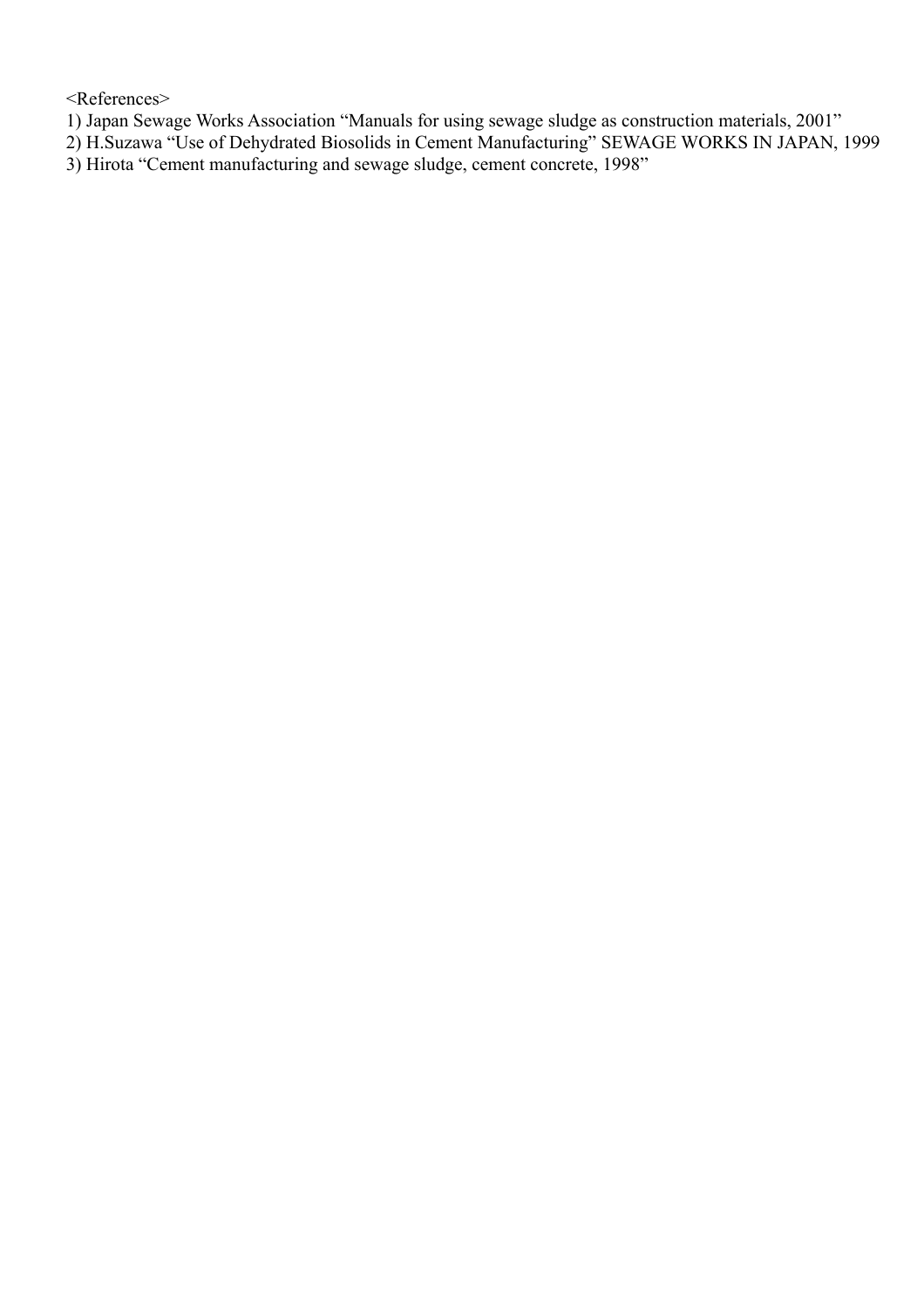<References>

1) Japan Sewage Works Association "Manuals for using sewage sludge as construction materials, 2001"
2) H.Suzawa "Use of Dehydrated Biosolids in Cement Manufacturing" SEWAGE WORKS IN JAPAN, 1999
3) Hirota "Cement manufacturing and sewage sludge, cement concrete, 1998"